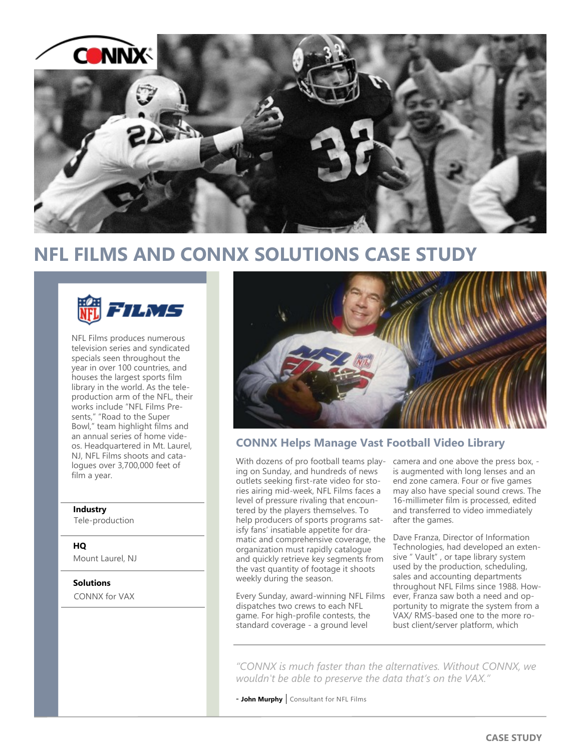# NFL FILMS AND CONNX SOLUTIONS CASE STUDY

NFL Films produces numerous television series and syndicated specials seen throughout the year in over 100 countries, and houses the largest sports film library in the world. As the tele-production arm of the NFL, their works include "NFL Films Presents," "Road to the Super Bowl," team highlight films and an annual series of home videos. Headquartered in Mt. Laurel, NJ, NFL Films shoots and catalogues over 3,700,000 feet of film a year.

**Industry**
Tele-production

**HQ**
Mount Laurel, NJ

**Solutions**
CONNX for VAX

## CONNX Helps Manage Vast Football Video Library

With dozens of pro football teams playing on Sunday, and hundreds of news outlets seeking first-rate video for stories airing mid-week, NFL Films faces a level of pressure rivaling that encountered by the players themselves. To help producers of sports programs satisfy fans' insatiable appetite for dramatic and comprehensive coverage, the organization must rapidly catalogue and quickly retrieve key segments from the vast quantity of footage it shoots weekly during the season.

Every Sunday, award-winning NFL Films dispatches two crews to each NFL game. For high-profile contests, the standard coverage - a ground level camera and one above the press box, - is augmented with long lenses and an end zone camera. Four or five games may also have special sound crews. The 16-millimeter film is processed, edited and transferred to video immediately after the games.

Dave Franza, Director of Information Technologies, had developed an extensive " Vault" , or tape library system used by the production, scheduling, sales and accounting departments throughout NFL Films since 1988. However, Franza saw both a need and opportunity to migrate the system from a VAX/ RMS-based one to the more robust client/server platform, which

*"CONNX is much faster than the alternatives. Without CONNX, we wouldn't be able to preserve the data that's on the VAX."*

\- **John Murphy** | Consultant for NFL Films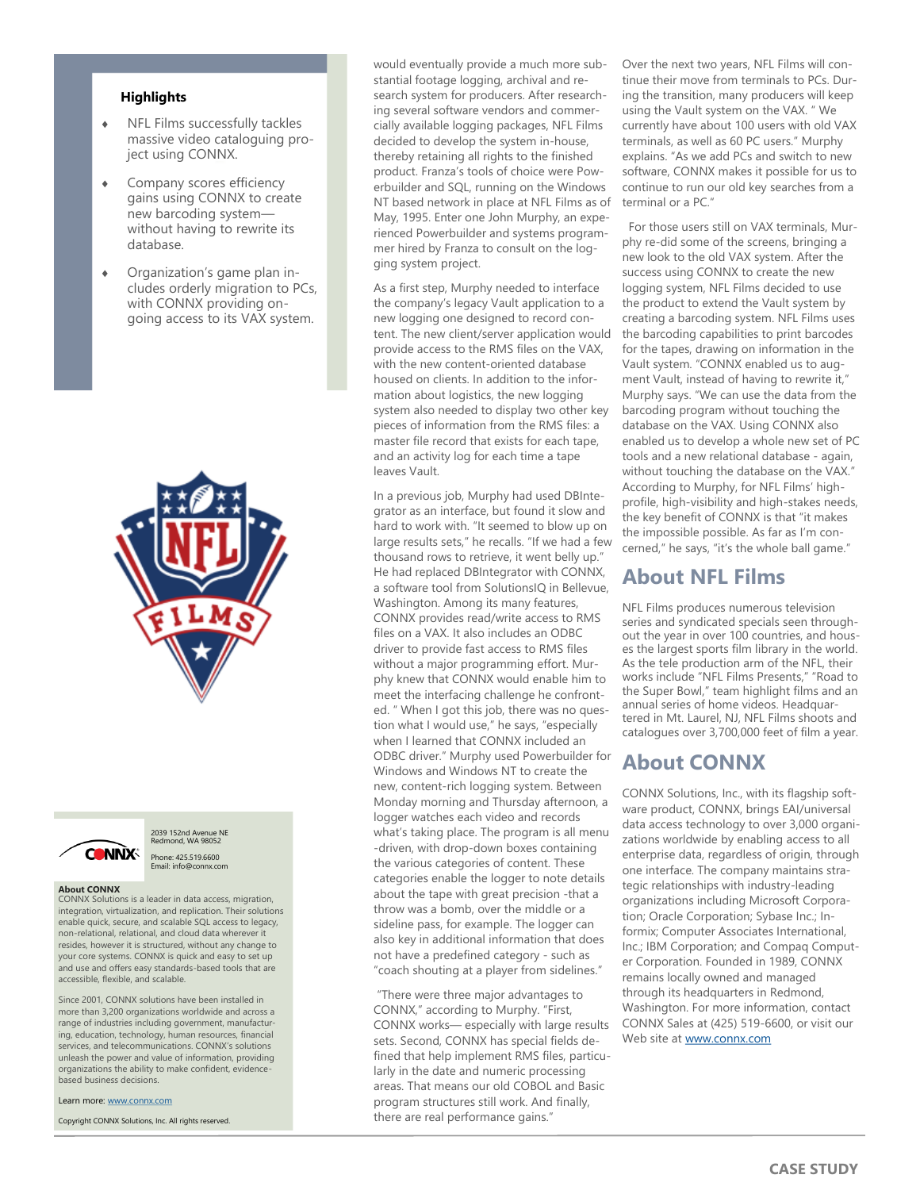### Highlights

- NFL Films successfully tackles massive video cataloguing project using CONNX.
- Company scores efficiency gains using CONNX to create new barcoding system—without having to rewrite its database.
- Organization's game plan includes orderly migration to PCs, with CONNX providing ongoing access to its VAX system.

would eventually provide a much more substantial footage logging, archival and research system for producers. After researching several software vendors and commercially available logging packages, NFL Films decided to develop the system in-house, thereby retaining all rights to the finished product. Franza's tools of choice were Powerbuilder and SQL, running on the Windows NT based network in place at NFL Films as of May, 1995. Enter one John Murphy, an experienced Powerbuilder and systems programmer hired by Franza to consult on the logging system project.

As a first step, Murphy needed to interface the company's legacy Vault application to a new logging one designed to record content. The new client/server application would provide access to the RMS files on the VAX, with the new content-oriented database housed on clients. In addition to the information about logistics, the new logging system also needed to display two other key pieces of information from the RMS files: a master file record that exists for each tape, and an activity log for each time a tape leaves Vault.

In a previous job, Murphy had used DBIntegrator as an interface, but found it slow and hard to work with. "It seemed to blow up on large results sets," he recalls. "If we had a few thousand rows to retrieve, it went belly up." He had replaced DBIntegrator with CONNX, a software tool from SolutionsIQ in Bellevue, Washington. Among its many features, CONNX provides read/write access to RMS files on a VAX. It also includes an ODBC driver to provide fast access to RMS files without a major programming effort. Murphy knew that CONNX would enable him to meet the interfacing challenge he confronted. " When I got this job, there was no question what I would use," he says, "especially when I learned that CONNX included an ODBC driver." Murphy used Powerbuilder for Windows and Windows NT to create the new, content-rich logging system. Between Monday morning and Thursday afternoon, a logger watches each video and records what's taking place. The program is all menu-driven, with drop-down boxes containing the various categories of content. These categories enable the logger to note details about the tape with great precision -that a throw was a bomb, over the middle or a sideline pass, for example. The logger can also key in additional information that does not have a predefined category - such as "coach shouting at a player from sidelines."

"There were three major advantages to CONNX," according to Murphy. "First, CONNX works— especially with large results sets. Second, CONNX has special fields defined that help implement RMS files, particularly in the date and numeric processing areas. That means our old COBOL and Basic program structures still work. And finally, there are real performance gains."

Over the next two years, NFL Films will continue their move from terminals to PCs. During the transition, many producers will keep using the Vault system on the VAX. " We currently have about 100 users with old VAX terminals, as well as 60 PC users." Murphy explains. "As we add PCs and switch to new software, CONNX makes it possible for us to continue to run our old key searches from a terminal or a PC."

For those users still on VAX terminals, Murphy re-did some of the screens, bringing a new look to the old VAX system. After the success using CONNX to create the new logging system, NFL Films decided to use the product to extend the Vault system by creating a barcoding system. NFL Films uses the barcoding capabilities to print barcodes for the tapes, drawing on information in the Vault system. "CONNX enabled us to augment Vault, instead of having to rewrite it," Murphy says. "We can use the data from the barcoding program without touching the database on the VAX. Using CONNX also enabled us to develop a whole new set of PC tools and a new relational database - again, without touching the database on the VAX." According to Murphy, for NFL Films' high-profile, high-visibility and high-stakes needs, the key benefit of CONNX is that "it makes the impossible possible. As far as I'm concerned," he says, "it's the whole ball game."

## About NFL Films

NFL Films produces numerous television series and syndicated specials seen throughout the year in over 100 countries, and houses the largest sports film library in the world. As the tele production arm of the NFL, their works include "NFL Films Presents," "Road to the Super Bowl," team highlight films and an annual series of home videos. Headquartered in Mt. Laurel, NJ, NFL Films shoots and catalogues over 3,700,000 feet of film a year.

## About CONNX

CONNX Solutions, Inc., with its flagship software product, CONNX, brings EAI/universal data access technology to over 3,000 organizations worldwide by enabling access to all enterprise data, regardless of origin, through one interface. The company maintains strategic relationships with industry-leading organizations including Microsoft Corporation; Oracle Corporation; Sybase Inc.; Informix; Computer Associates International, Inc.; IBM Corporation; and Compaq Computer Corporation. Founded in 1989, CONNX remains locally owned and managed through its headquarters in Redmond, Washington. For more information, contact CONNX Sales at (425) 519-6600, or visit our Web site at www.connx.com

---

2039 152nd Avenue NE
Redmond, WA 98052

Phone: 425.519.6600
Email: info@connx.com

**About CONNX**
CONNX Solutions is a leader in data access, migration, integration, virtualization, and replication. Their solutions enable quick, secure, and scalable SQL access to legacy, non-relational, relational, and cloud data wherever it resides, however it is structured, without any change to your core systems. CONNX is quick and easy to set up and use and offers easy standards-based tools that are accessible, flexible, and scalable.

Since 2001, CONNX solutions have been installed in more than 3,200 organizations worldwide and across a range of industries including government, manufacturing, education, technology, human resources, financial services, and telecommunications. CONNX's solutions unleash the power and value of information, providing organizations the ability to make confident, evidence-based business decisions.

Learn more: www.connx.com

Copyright CONNX Solutions, Inc. All rights reserved.

CASE STUDY